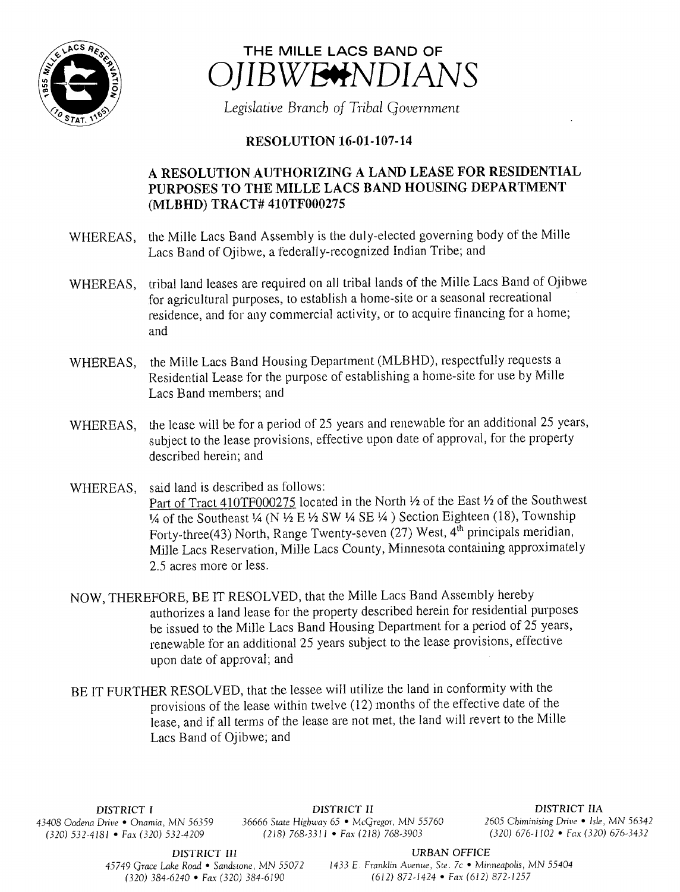# THE MILLE LACS BAND OF OJIBWE INDIANS

*Legislative Branch of Tribal Government*

## RESOLUTION 16-01-107-14

### A RESOLUTION AUTHORIZING A LAND LEASE FOR RESIDENTIAL PURPOSES TO THE MILLE LACS BAND HOUSING DEPARTMENT (MLBHD) TRACT# 410TF000275

WHEREAS, the Mille Lacs Band Assembly is the duly-elected governing body of the Mille Lacs Band of Ojibwe, a federally-recognized Indian Tribe; and

WHEREAS, tribal land leases are required on all tribal lands of the Mille Lacs Band of Ojibwe for agricultural purposes, to establish a home-site or a seasonal recreational residence, and for any commercial activity, or to acquire financing for a home; and

WHEREAS, the Mille Lacs Band Housing Department (MLBHD), respectfully requests a Residential Lease for the purpose of establishing a home-site for use by Mille Lacs Band members; and

WHEREAS, the lease will be for a period of 25 years and renewable for an additional 25 years, subject to the lease provisions, effective upon date of approval, for the property described herein; and

WHEREAS, said land is described as follows:
Part of Tract 410TF000275 located in the North ½ of the East ½ of the Southwest ¼ of the Southeast ¼ (N ½ E ½ SW ¼ SE ¼ ) Section Eighteen (18), Township Forty-three(43) North, Range Twenty-seven (27) West, 4th principals meridian, Mille Lacs Reservation, Mille Lacs County, Minnesota containing approximately 2.5 acres more or less.

NOW, THEREFORE, BE IT RESOLVED, that the Mille Lacs Band Assembly hereby authorizes a land lease for the property described herein for residential purposes be issued to the Mille Lacs Band Housing Department for a period of 25 years, renewable for an additional 25 years subject to the lease provisions, effective upon date of approval; and

BE IT FURTHER RESOLVED, that the lessee will utilize the land in conformity with the provisions of the lease within twelve (12) months of the effective date of the lease, and if all terms of the lease are not met, the land will revert to the Mille Lacs Band of Ojibwe; and

DISTRICT I
43408 Oodena Drive • Onamia, MN 56359
(320) 532-4181 • Fax (320) 532-4209

DISTRICT II
36666 State Highway 65 • McGregor, MN 55760
(218) 768-3311 • Fax (218) 768-3903

DISTRICT IIA
2605 Chiminising Drive • Isle, MN 56342
(320) 676-1102 • Fax (320) 676-3432

DISTRICT III
45749 Grace Lake Road • Sandstone, MN 55072
(320) 384-6240 • Fax (320) 384-6190

URBAN OFFICE
1433 E. Franklin Avenue, Ste. 7c • Minneapolis, MN 55404
(612) 872-1424 • Fax (612) 872-1257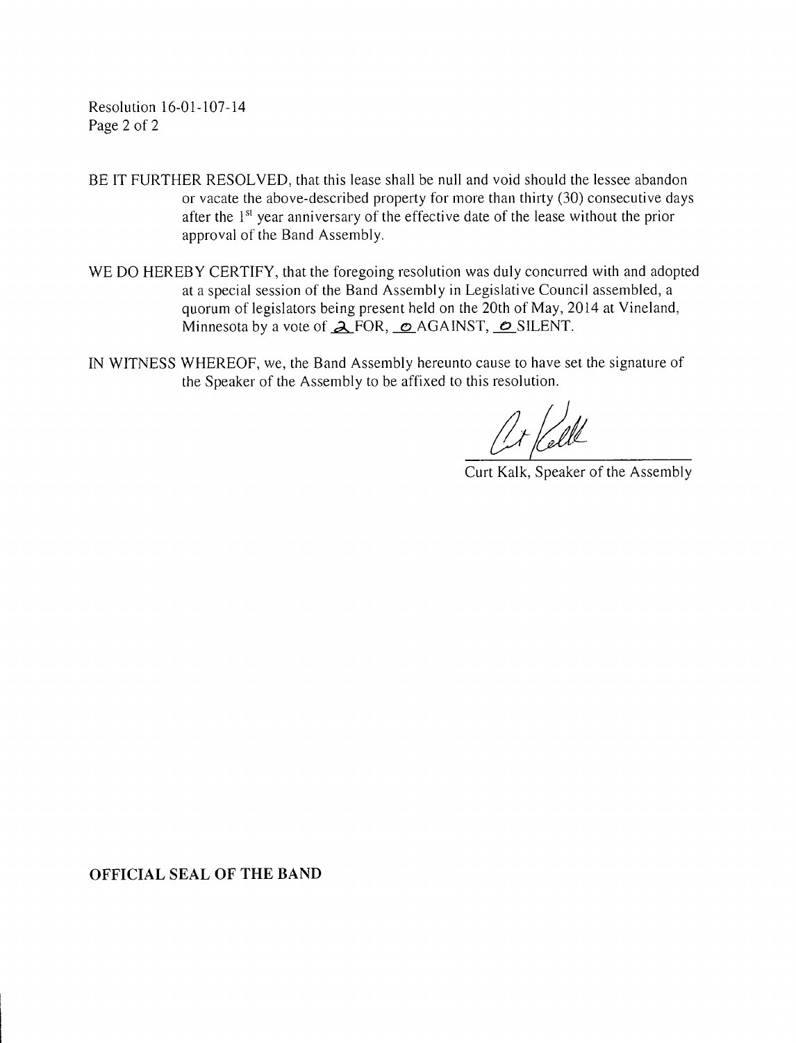Resolution 16-01-107-14

BE IT FURTHER RESOLVED, that this lease shall be null and void should the lessee abandon or vacate the above-described property for more than thirty (30) consecutive days after the 1st year anniversary of the effective date of the lease without the prior approval of the Band Assembly.

WE DO HEREBY CERTIFY, that the foregoing resolution was duly concurred with and adopted at a special session of the Band Assembly in Legislative Council assembled, a quorum of legislators being present held on the 20th of May, 2014 at Vineland, Minnesota by a vote of 2 FOR, 0 AGAINST, 0 SILENT.

IN WITNESS WHEREOF, we, the Band Assembly hereunto cause to have set the signature of the Speaker of the Assembly to be affixed to this resolution.

Curt Kalk, Speaker of the Assembly

**OFFICIAL SEAL OF THE BAND**